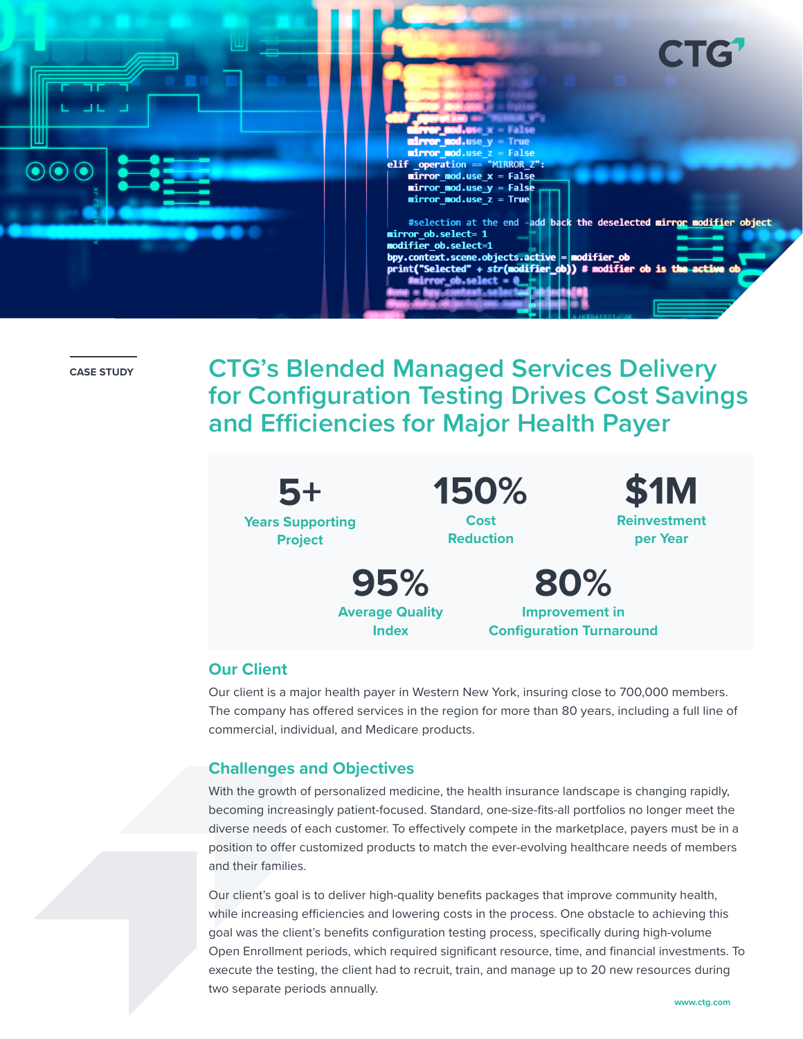CASE STUDY

# CTG's Blended Managed Services Delivery for Configuration Testing Drives Cost Savings and Efficiencies for Major Health Payer

**5+**
Years Supporting Project

**150%**
Cost Reduction

**$1M**
Reinvestment per Year

**95%**
Average Quality Index

**80%**
Improvement in Configuration Turnaround

## Our Client

Our client is a major health payer in Western New York, insuring close to 700,000 members. The company has offered services in the region for more than 80 years, including a full line of commercial, individual, and Medicare products.

## Challenges and Objectives

With the growth of personalized medicine, the health insurance landscape is changing rapidly, becoming increasingly patient-focused. Standard, one-size-fits-all portfolios no longer meet the diverse needs of each customer. To effectively compete in the marketplace, payers must be in a position to offer customized products to match the ever-evolving healthcare needs of members and their families.

Our client's goal is to deliver high-quality benefits packages that improve community health, while increasing efficiencies and lowering costs in the process. One obstacle to achieving this goal was the client's benefits configuration testing process, specifically during high-volume Open Enrollment periods, which required significant resource, time, and financial investments. To execute the testing, the client had to recruit, train, and manage up to 20 new resources during two separate periods annually.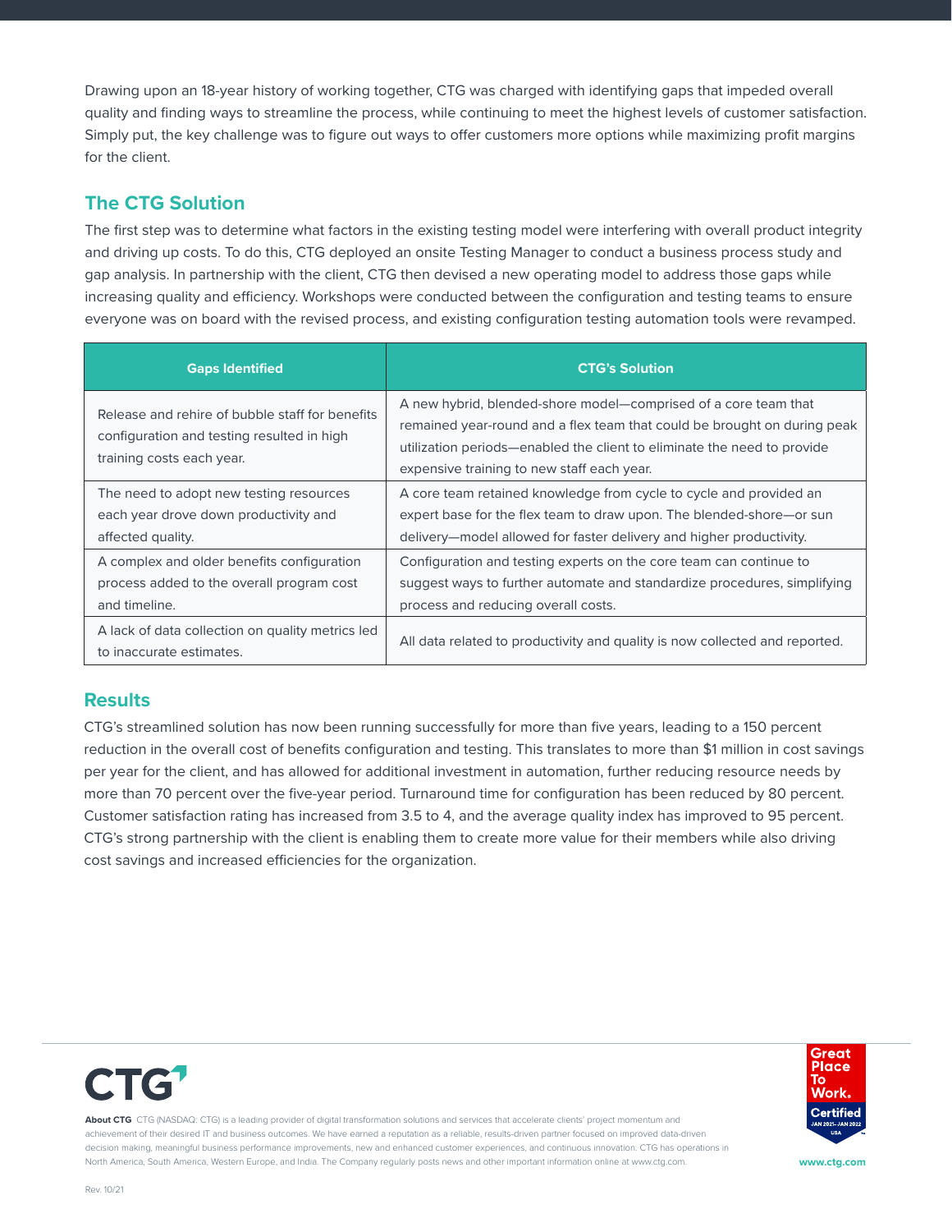Drawing upon an 18-year history of working together, CTG was charged with identifying gaps that impeded overall quality and finding ways to streamline the process, while continuing to meet the highest levels of customer satisfaction. Simply put, the key challenge was to figure out ways to offer customers more options while maximizing profit margins for the client.

## The CTG Solution

The first step was to determine what factors in the existing testing model were interfering with overall product integrity and driving up costs. To do this, CTG deployed an onsite Testing Manager to conduct a business process study and gap analysis. In partnership with the client, CTG then devised a new operating model to address those gaps while increasing quality and efficiency. Workshops were conducted between the configuration and testing teams to ensure everyone was on board with the revised process, and existing configuration testing automation tools were revamped.

| Gaps Identified | CTG's Solution |
| --- | --- |
| Release and rehire of bubble staff for benefits configuration and testing resulted in high training costs each year. | A new hybrid, blended-shore model—comprised of a core team that remained year-round and a flex team that could be brought on during peak utilization periods—enabled the client to eliminate the need to provide expensive training to new staff each year. |
| The need to adopt new testing resources each year drove down productivity and affected quality. | A core team retained knowledge from cycle to cycle and provided an expert base for the flex team to draw upon. The blended-shore—or sun delivery—model allowed for faster delivery and higher productivity. |
| A complex and older benefits configuration process added to the overall program cost and timeline. | Configuration and testing experts on the core team can continue to suggest ways to further automate and standardize procedures, simplifying process and reducing overall costs. |
| A lack of data collection on quality metrics led to inaccurate estimates. | All data related to productivity and quality is now collected and reported. |

## Results

CTG's streamlined solution has now been running successfully for more than five years, leading to a 150 percent reduction in the overall cost of benefits configuration and testing. This translates to more than $1 million in cost savings per year for the client, and has allowed for additional investment in automation, further reducing resource needs by more than 70 percent over the five-year period. Turnaround time for configuration has been reduced by 80 percent. Customer satisfaction rating has increased from 3.5 to 4, and the average quality index has improved to 95 percent. CTG's strong partnership with the client is enabling them to create more value for their members while also driving cost savings and increased efficiencies for the organization.

**About CTG** CTG (NASDAQ: CTG) is a leading provider of digital transformation solutions and services that accelerate clients' project momentum and achievement of their desired IT and business outcomes. We have earned a reputation as a reliable, results-driven partner focused on improved data-driven decision making, meaningful business performance improvements, new and enhanced customer experiences, and continuous innovation. CTG has operations in North America, South America, Western Europe, and India. The Company regularly posts news and other important information online at www.ctg.com.

www.ctg.com

Rev. 10/21